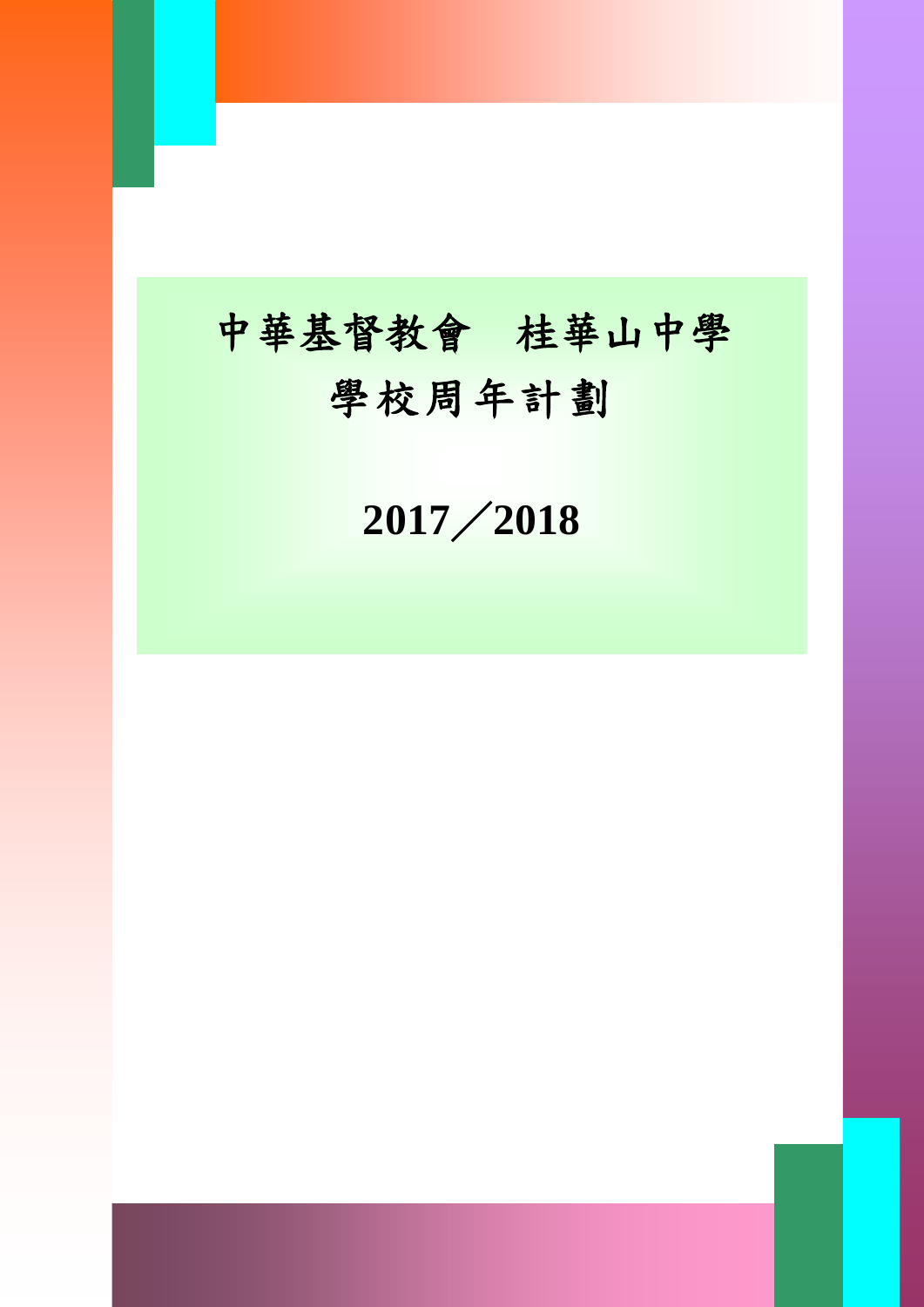# 中華基督教會　桂華山中學

# 學校周年計劃

# 2017／2018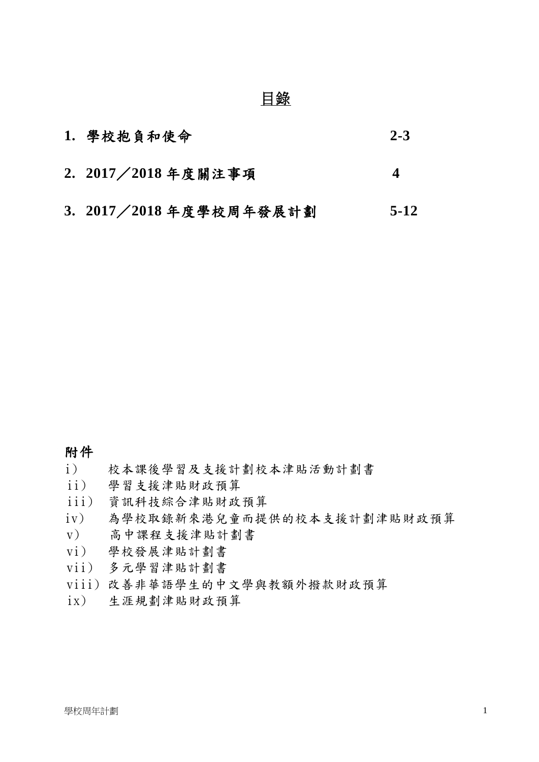# 目錄

| | | |
|---|---|---|
| **1.** | **學校抱負和使命** | **2-3** |
| **2.** | **2017／2018 年度關注事項** | **4** |
| **3.** | **2017／2018 年度學校周年發展計劃** | **5-12** |

## 附件

i） 校本課後學習及支援計劃校本津貼活動計劃書
ii） 學習支援津貼財政預算
iii） 資訊科技綜合津貼財政預算
iv） 為學校取錄新來港兒童而提供的校本支援計劃津貼財政預算
v） 高中課程支援津貼計劃書
vi） 學校發展津貼計劃書
vii） 多元學習津貼計劃書
viii）改善非華語學生的中文學與教額外撥款財政預算
ix） 生涯規劃津貼財政預算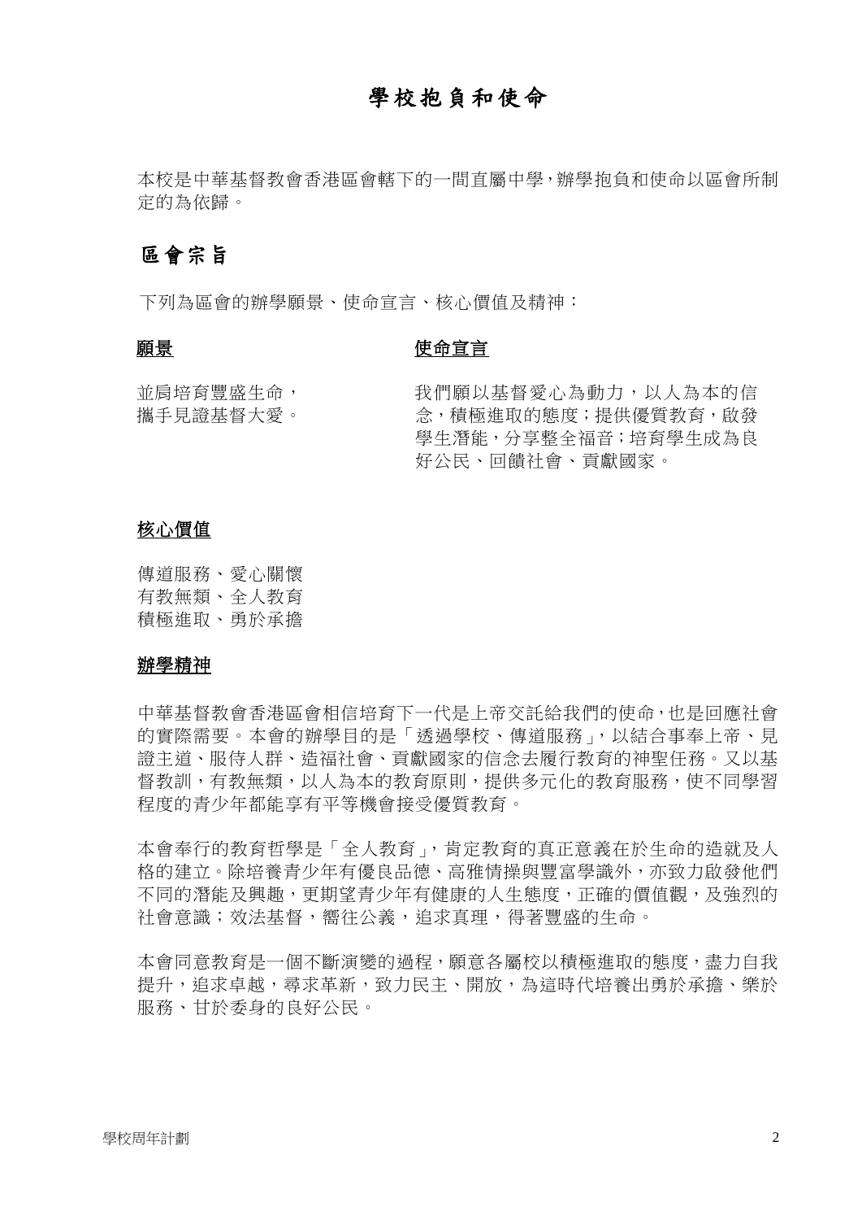# 學校抱負和使命

本校是中華基督教會香港區會轄下的一間直屬中學，辦學抱負和使命以區會所制定的為依歸。

## 區會宗旨

下列為區會的辦學願景、使命宣言、核心價值及精神：

**願景**

並肩培育豐盛生命，
攜手見證基督大愛。

**使命宣言**

我們願以基督愛心為動力，以人為本的信念，積極進取的態度；提供優質教育，啟發學生潛能，分享整全福音；培育學生成為良好公民、回饋社會、貢獻國家。

**核心價值**

傳道服務、愛心關懷
有教無類、全人教育
積極進取、勇於承擔

**辦學精神**

中華基督教會香港區會相信培育下一代是上帝交託給我們的使命，也是回應社會的實際需要。本會的辦學目的是「透過學校、傳道服務」，以結合事奉上帝、見證主道、服侍人群、造福社會、貢獻國家的信念去履行教育的神聖任務。又以基督教訓，有教無類，以人為本的教育原則，提供多元化的教育服務，使不同學習程度的青少年都能享有平等機會接受優質教育。

本會奉行的教育哲學是「全人教育」，肯定教育的真正意義在於生命的造就及人格的建立。除培養青少年有優良品德、高雅情操與豐富學識外，亦致力啟發他們不同的潛能及興趣，更期望青少年有健康的人生態度，正確的價值觀，及強烈的社會意識；效法基督，嚮往公義，追求真理，得著豐盛的生命。

本會同意教育是一個不斷演變的過程，願意各屬校以積極進取的態度，盡力自我提升，追求卓越，尋求革新，致力民主、開放，為這時代培養出勇於承擔、樂於服務、甘於委身的良好公民。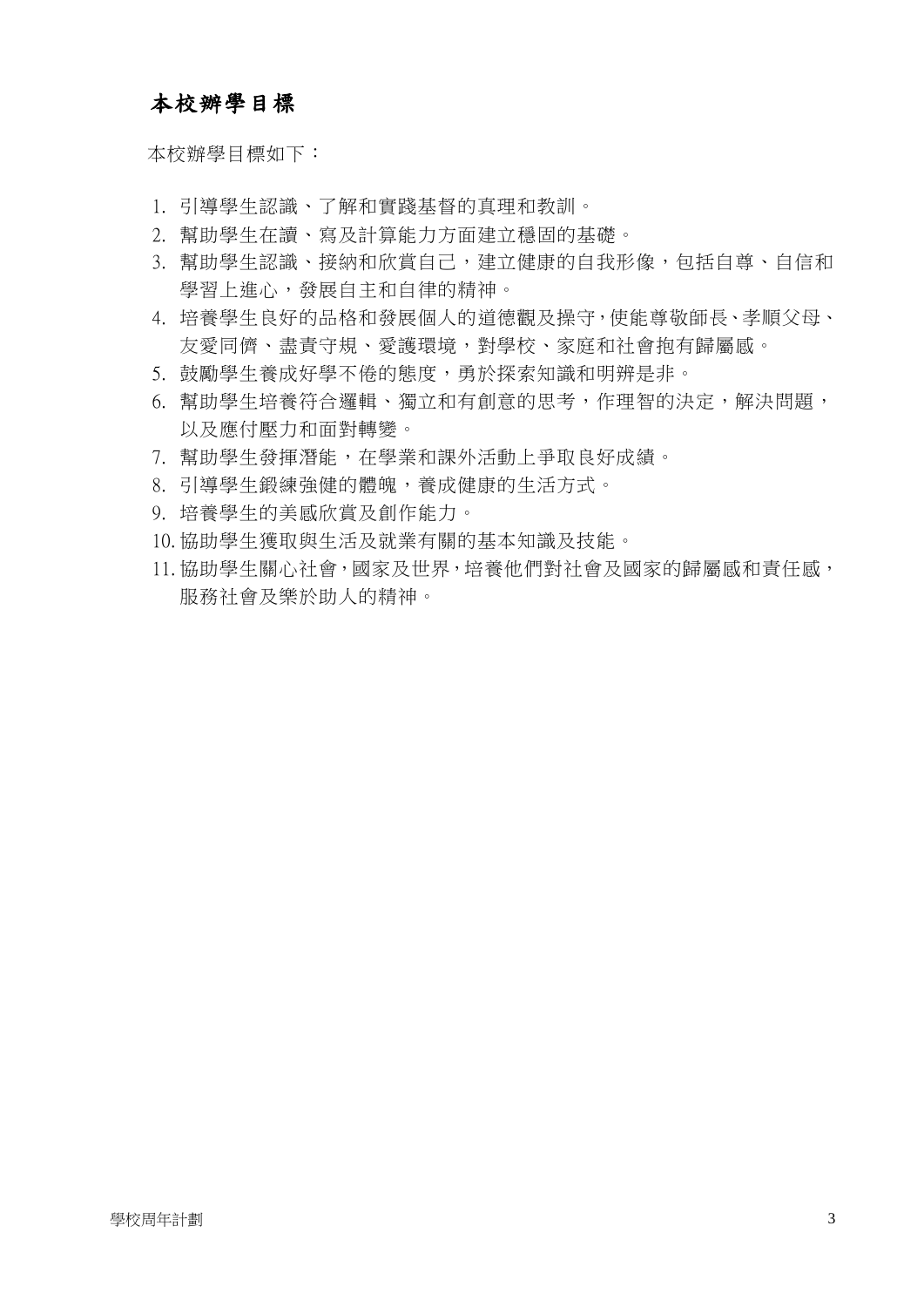## 本校辦學目標

本校辦學目標如下：

1. 引導學生認識、了解和實踐基督的真理和教訓。
2. 幫助學生在讀、寫及計算能力方面建立穩固的基礎。
3. 幫助學生認識、接納和欣賞自己，建立健康的自我形像，包括自尊、自信和學習上進心，發展自主和自律的精神。
4. 培養學生良好的品格和發展個人的道德觀及操守,使能尊敬師長、孝順父母、友愛同儕、盡責守規、愛護環境，對學校、家庭和社會抱有歸屬感。
5. 鼓勵學生養成好學不倦的態度，勇於探索知識和明辨是非。
6. 幫助學生培養符合邏輯、獨立和有創意的思考，作理智的決定，解決問題，以及應付壓力和面對轉變。
7. 幫助學生發揮潛能，在學業和課外活動上爭取良好成績。
8. 引導學生鍛練強健的體魄，養成健康的生活方式。
9. 培養學生的美感欣賞及創作能力。
10. 協助學生獲取與生活及就業有關的基本知識及技能。
11. 協助學生關心社會,國家及世界,培養他們對社會及國家的歸屬感和責任感，服務社會及樂於助人的精神。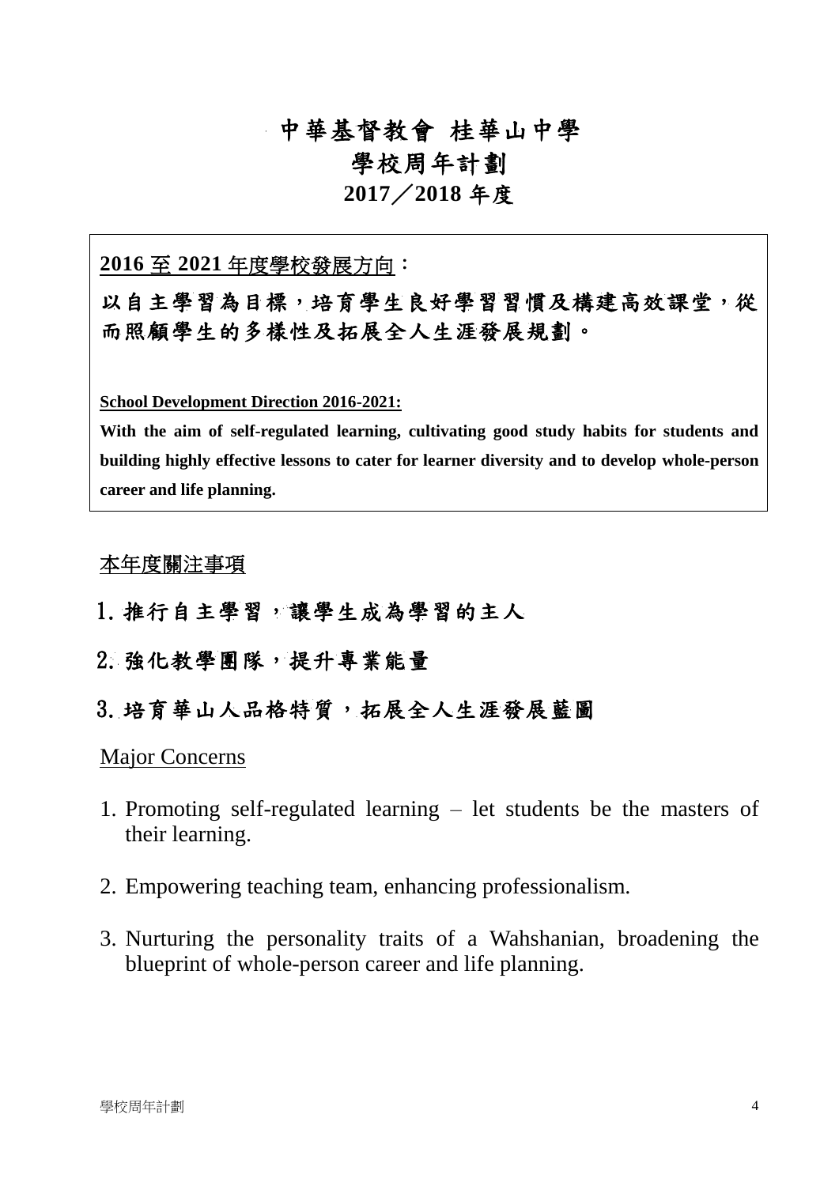# 中華基督教會 桂華山中學
# 學校周年計劃
# 2017／2018 年度

**2016 至 2021 年度學校發展方向**：

**以自主學習為目標，培育學生良好學習習慣及構建高效課堂，從而照顧學生的多樣性及拓展全人生涯發展規劃。**

**School Development Direction 2016-2021:**

**With the aim of self-regulated learning, cultivating good study habits for students and building highly effective lessons to cater for learner diversity and to develop whole-person career and life planning.**

## 本年度關注事項

1. **推行自主學習，讓學生成為學習的主人**
2. **強化教學團隊，提升專業能量**
3. **培育華山人品格特質，拓展全人生涯發展藍圖**

## Major Concerns

1. Promoting self-regulated learning – let students be the masters of their learning.
2. Empowering teaching team, enhancing professionalism.
3. Nurturing the personality traits of a Wahshanian, broadening the blueprint of whole-person career and life planning.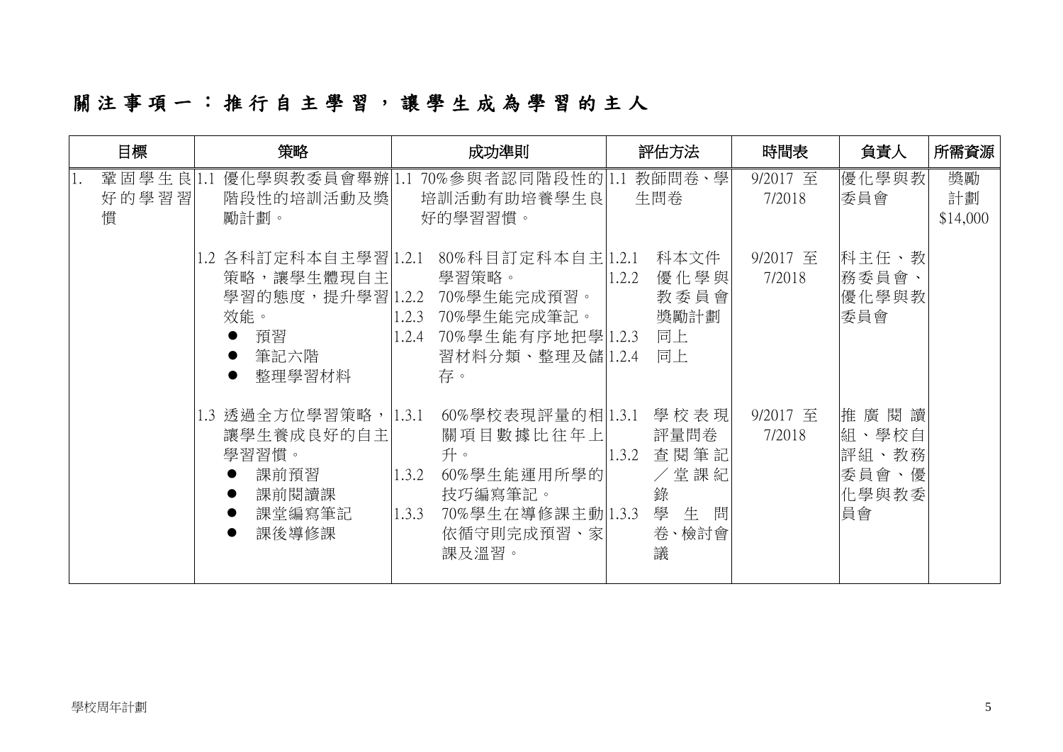# 關注事項一：推行自主學習，讓學生成為學習的主人

| 目標 | 策略 | 成功準則 | 評估方法 | 時間表 | 負責人 | 所需資源 |
|---|---|---|---|---|---|---|
| 1. 鞏固學生良好的學習習慣 | 1.1 優化學與教委員會舉辦階段性的培訓活動及獎勵計劃。 | 1.1 70%參與者認同階段性的培訓活動有助培養學生良好的學習習慣。 | 1.1 教師問卷、學生問卷 | 9/2017 至 7/2018 | 優化學與教委員會 | 獎勵計劃 $14,000 |
| | 1.2 各科訂定科本自主學習策略，讓學生體現自主學習的態度，提升學習效能。<br>● 預習<br>● 筆記六階<br>● 整理學習材料 | 1.2.1 80%科目訂定科本自主學習策略。<br>1.2.2 70%學生能完成預習。<br>1.2.3 70%學生能完成筆記。<br>1.2.4 70%學生能有序地把學習材料分類、整理及儲存。 | 1.2.1 科本文件<br>1.2.2 優化學與教委員會獎勵計劃<br>1.2.3 同上<br>1.2.4 同上 | 9/2017 至 7/2018 | 科主任、教務委員會、優化學與教委員會 | |
| | 1.3 透過全方位學習策略，讓學生養成良好的自主學習習慣。<br>● 課前預習<br>● 課前閱讀課<br>● 課堂編寫筆記<br>● 課後導修課 | 1.3.1 60%學校表現評量的相關項目數據比往年上升。<br>1.3.2 60%學生能運用所學的技巧編寫筆記。<br>1.3.3 70%學生在導修課主動依循守則完成預習、家課及溫習。 | 1.3.1 學校表現評量問卷<br>1.3.2 查閱筆記／堂課紀錄<br>1.3.3 學生問卷、檢討會議 | 9/2017 至 7/2018 | 推廣閱讀組、學校自評組、教務委員會、優化學與教委員會 | |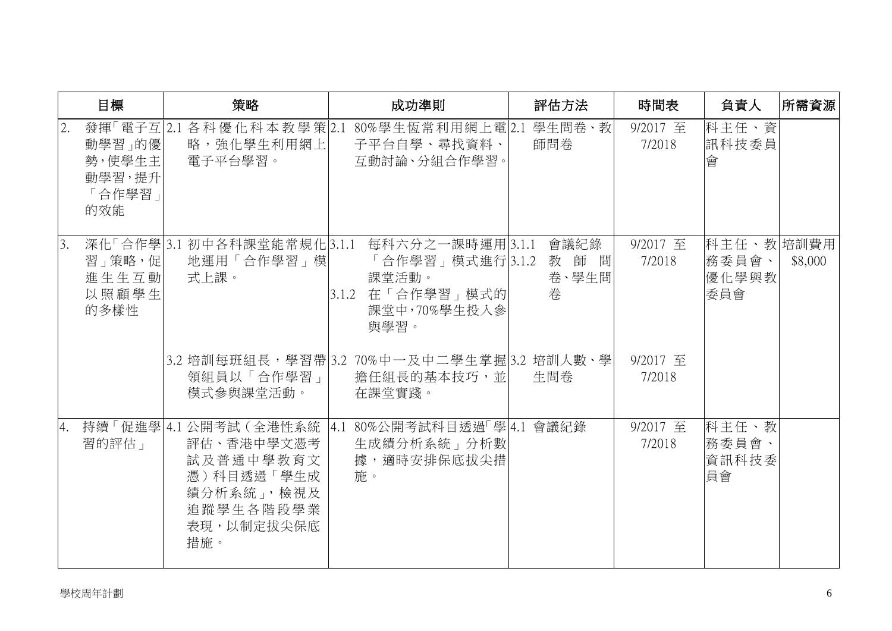| 目標 | 策略 | 成功準則 | 評估方法 | 時間表 | 負責人 | 所需資源 |
|---|---|---|---|---|---|---|
| 2. 發揮「電子互動學習」的優勢，使學生主動學習，提升「合作學習」的效能 | 2.1 各科優化科本教學策略，強化學生利用網上電子平台學習。 | 2.1 80%學生恆常利用網上電子平台自學、尋找資料、互動討論、分組合作學習。 | 2.1 學生問卷、教師問卷 | 9/2017 至 7/2018 | 科主任、資訊科技委員會 | |
| 3. 深化「合作學習」策略，促進生生互動以照顧學生的多樣性 | 3.1 初中各科課堂能常規化地運用「合作學習」模式上課。 | 3.1.1 每科六分之一課時運用「合作學習」模式進行課堂活動。<br>3.1.2 在「合作學習」模式的課堂中，70%學生投入參與學習。 | 3.1.1 會議紀錄<br>3.1.2 教師問卷、學生問卷 | 9/2017 至 7/2018 | 科主任、教務委員會、優化學與教委員會 | 培訓費用 $8,000 |
| | 3.2 培訓每班組長，學習帶領組員以「合作學習」模式參與課堂活動。 | 3.2 70%中一及中二學生掌握擔任組長的基本技巧，並在課堂實踐。 | 3.2 培訓人數、學生問卷 | 9/2017 至 7/2018 | | |
| 4. 持續「促進學習的評估」 | 4.1 公開考試（全港性系統評估、香港中學文憑考試及普通中學教育文憑）科目透過「學生成績分析系統」，檢視及追蹤學生各階段學業表現，以制定拔尖保底措施。 | 4.1 80%公開考試科目透過「學生成績分析系統」分析數據，適時安排保底拔尖措施。 | 4.1 會議紀錄 | 9/2017 至 7/2018 | 科主任、教務委員會、資訊科技委員會 | |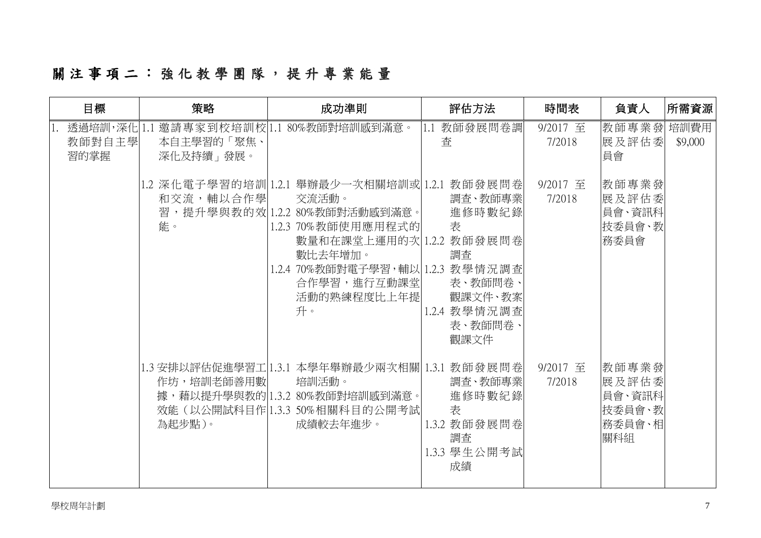# 關注事項二：強化教學團隊，提升專業能量

| 目標 | 策略 | 成功準則 | 評估方法 | 時間表 | 負責人 | 所需資源 |
|---|---|---|---|---|---|---|
| 1. 透過培訓，深化教師對自主學習的掌握 | 1.1 邀請專家到校培訓校本自主學習的「聚焦、深化及持續」發展。 | 1.1 80%教師對培訓感到滿意。 | 1.1 教師發展問卷調查 | 9/2017 至 7/2018 | 教師專業發展及評估委員會 | 培訓費用 $9,000 |
| | 1.2 深化電子學習的培訓和交流，輔以合作學習，提升學與教的效能。 | 1.2.1 舉辦最少一次相關培訓或交流活動。<br>1.2.2 80%教師對活動感到滿意。<br>1.2.3 70%教師使用應用程式的數量和在課堂上運用的次數比去年增加。<br>1.2.4 70%教師對電子學習，輔以合作學習，進行互動課堂活動的熟練程度比上年提升。 | 1.2.1 教師發展問卷調查、教師專業進修時數紀錄表<br>1.2.2 教師發展問卷調查<br>1.2.3 教學情況調查表、教師問卷、觀課文件、教案<br>1.2.4 教學情況調查表、教師問卷、觀課文件 | 9/2017 至 7/2018 | 教師專業發展及評估委員會、資訊科技委員會、教務委員會 | |
| | 1.3 安排以評估促進學習工作坊，培訓老師善用數據，藉以提升學與教的效能（以公開試科目作為起步點）。 | 1.3.1 本學年舉辦最少兩次相關培訓活動。<br>1.3.2 80%教師對培訓感到滿意。<br>1.3.3 50%相關科目的公開考試成績較去年進步。 | 1.3.1 教師發展問卷調查、教師專業進修時數紀錄表<br>1.3.2 教師發展問卷調查<br>1.3.3 學生公開考試成績 | 9/2017 至 7/2018 | 教師專業發展及評估委員會、資訊科技委員會、教務委員會、相關科組 | |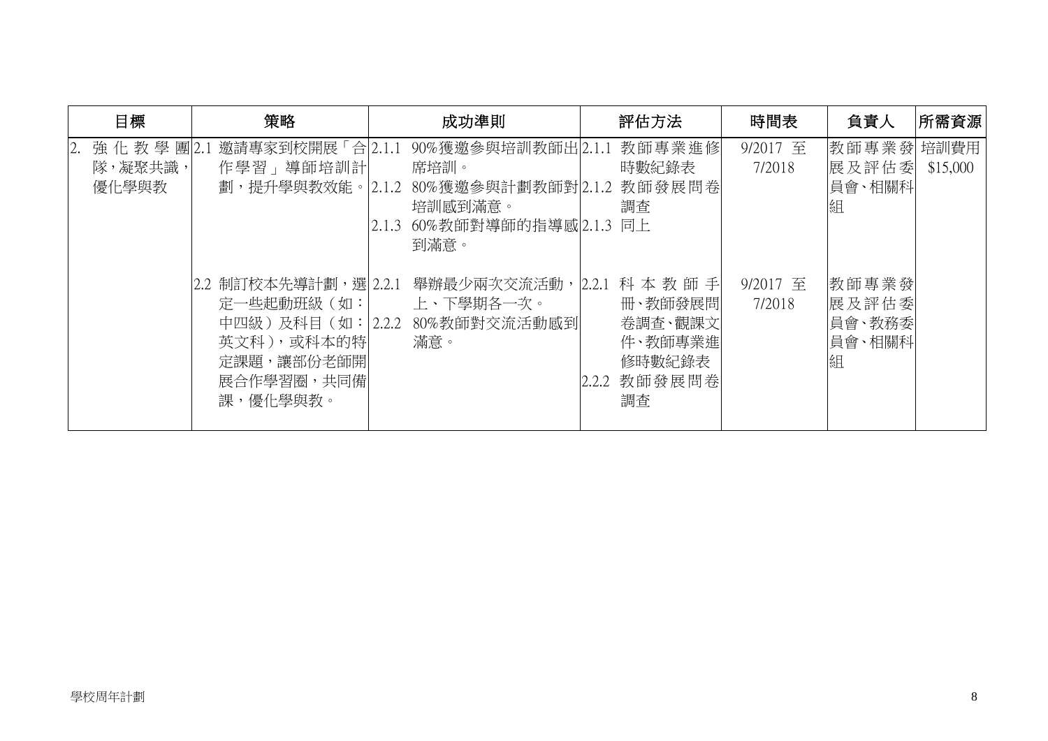| 目標 | 策略 | 成功準則 | 評估方法 | 時間表 | 負責人 | 所需資源 |
| --- | --- | --- | --- | --- | --- | --- |
| 2. 強化教學團隊，凝聚共識，優化學與教 | 2.1 邀請專家到校開展「合作學習」導師培訓計劃，提升學與教效能。 | 2.1.1 90%獲邀參與培訓教師出席培訓。<br>2.1.2 80%獲邀參與計劃教師對培訓感到滿意。<br>2.1.3 60%教師對導師的指導感到滿意。 | 2.1.1 教師專業進修時數紀錄表<br>2.1.2 教師發展問卷調查<br>2.1.3 同上 | 9/2017 至 7/2018 | 教師專業發展及評估委員會、相關科組 | 培訓費用 $15,000 |
| | 2.2 制訂校本先導計劃，選定一些起動班級（如：中四級）及科目（如：英文科），或科本的特定課題，讓部份老師開展合作學習圈，共同備課，優化學與教。 | 2.2.1 舉辦最少兩次交流活動，上、下學期各一次。<br>2.2.2 80%教師對交流活動感到滿意。 | 2.2.1 科本教師手冊、教師發展問卷調查、觀課文件、教師專業進修時數紀錄表<br>2.2.2 教師發展問卷調查 | 9/2017 至 7/2018 | 教師專業發展及評估委員會、教務委員會、相關科組 | |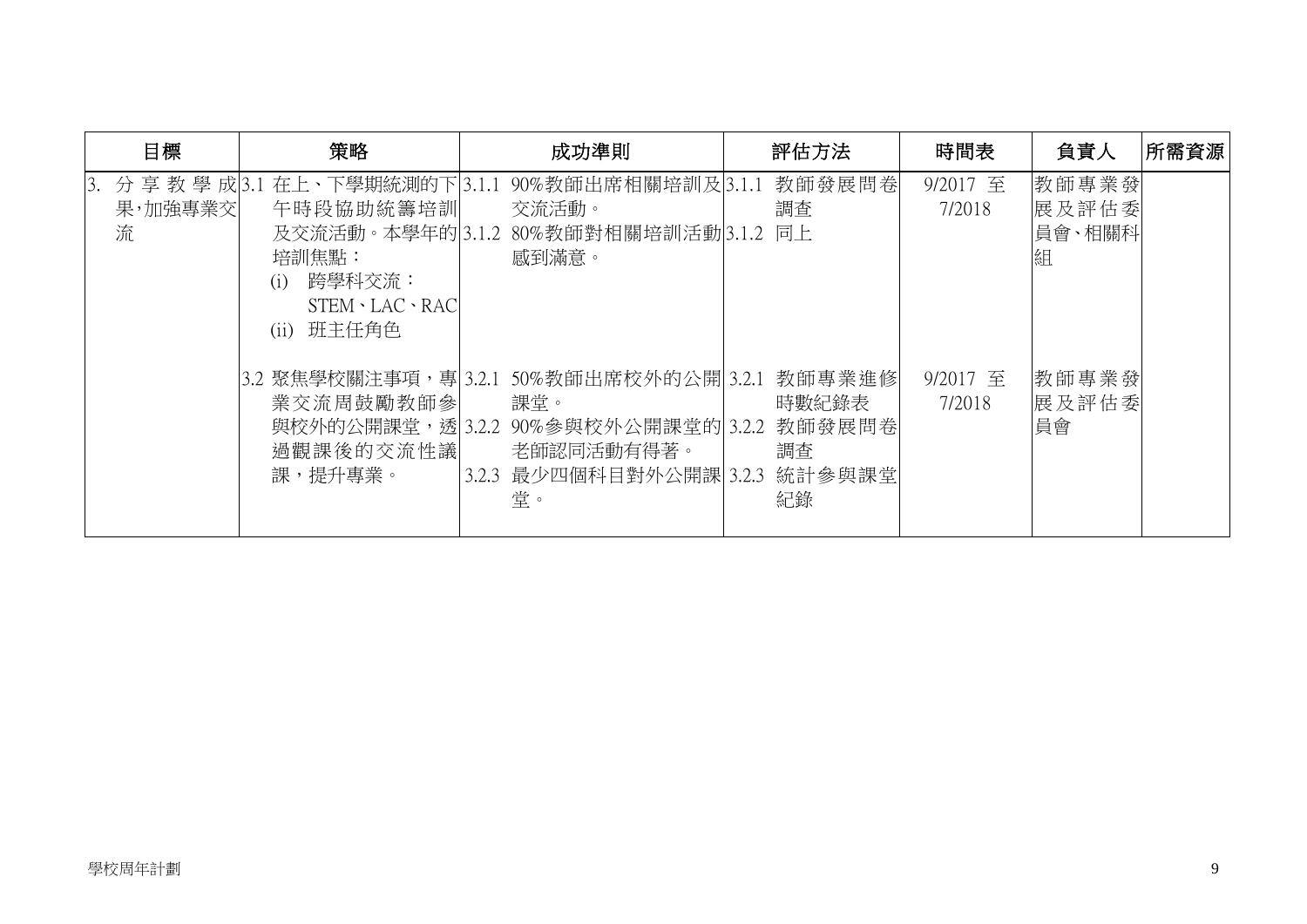| 目標 | 策略 | 成功準則 | 評估方法 | 時間表 | 負責人 | 所需資源 |
|---|---|---|---|---|---|---|
| 3. 分享教學成果，加強專業交流 | 3.1 在上、下學期統測的下午時段協助統籌培訓及交流活動。本學年的培訓焦點：<br>(i) 跨學科交流：STEM、LAC、RAC<br>(ii) 班主任角色 | 3.1.1 90%教師出席相關培訓及交流活動。<br>3.1.2 80%教師對相關培訓活動感到滿意。 | 3.1.1 教師發展問卷調查<br>3.1.2 同上 | 9/2017 至 7/2018 | 教師專業發展及評估委員會、相關科組 | |
| | 3.2 聚焦學校關注事項，專業交流周鼓勵教師參與校外的公開課堂，透過觀課後的交流性議課，提升專業。 | 3.2.1 50%教師出席校外的公開課堂。<br>3.2.2 90%參與校外公開課堂的老師認同活動有得著。<br>3.2.3 最少四個科目對外公開課堂。 | 3.2.1 教師專業進修時數紀錄表<br>3.2.2 教師發展問卷調查<br>3.2.3 統計參與課堂紀錄 | 9/2017 至 7/2018 | 教師專業發展及評估委員會 | |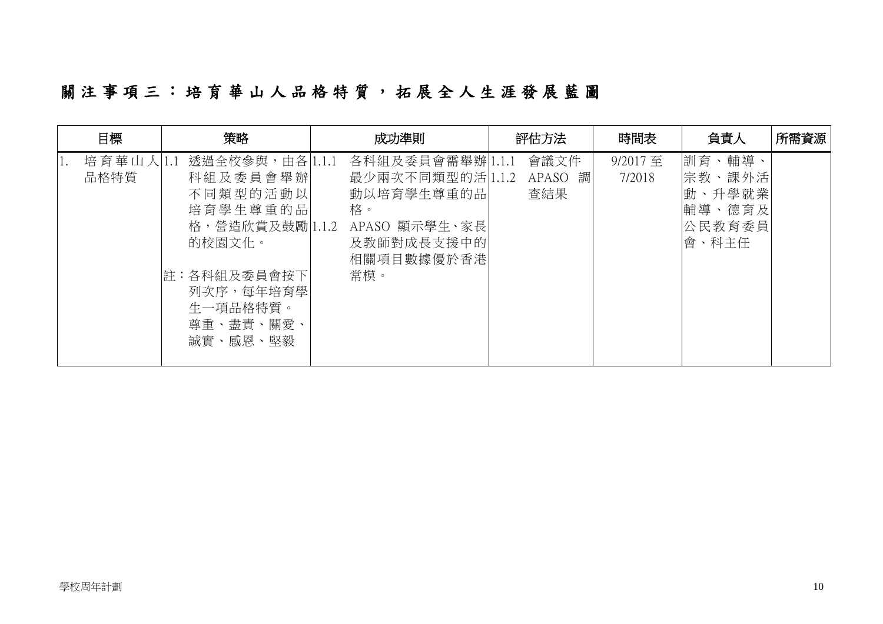# 關注事項三：培育華山人品格特質，拓展全人生涯發展藍圖

| 目標 | 策略 | 成功準則 | 評估方法 | 時間表 | 負責人 | 所需資源 |
| --- | --- | --- | --- | --- | --- | --- |
| 1. 培育華山人品格特質 | 1.1 透過全校參與，由各科組及委員會舉辦不同類型的活動以培育學生尊重的品格，營造欣賞及鼓勵的校園文化。<br><br>註：各科組及委員會按下列次序，每年培育學生一項品格特質。<br>尊重、盡責、關愛、誠實、感恩、堅毅 | 1.1.1 各科組及委員會需舉辦最少兩次不同類型的活動以培育學生尊重的品格。<br>1.1.2 APASO 顯示學生、家長及教師對成長支援中的相關項目數據優於香港常模。 | 1.1.1 會議文件<br>1.1.2 APASO 調查結果 | 9/2017 至 7/2018 | 訓育、輔導、宗教、課外活動、升學就業輔導、德育及公民教育委員會、科主任 | |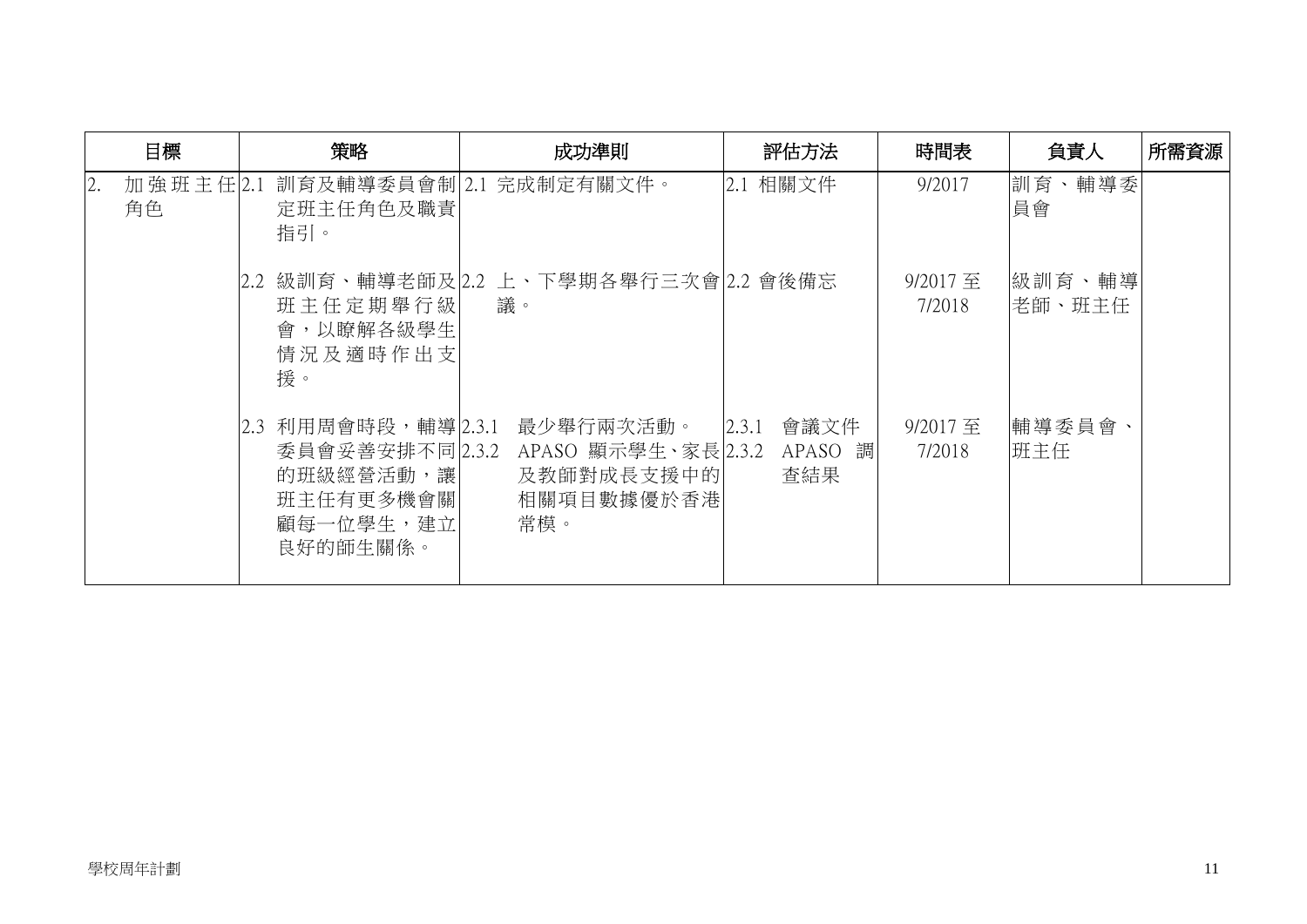| 目標 | 策略 | 成功準則 | 評估方法 | 時間表 | 負責人 | 所需資源 |
|---|---|---|---|---|---|---|
| 2. 加強班主任角色 | 2.1 訓育及輔導委員會制定班主任角色及職責指引。 | 2.1 完成制定有關文件。 | 2.1 相關文件 | 9/2017 | 訓育、輔導委員會 | |
| | 2.2 級訓育、輔導老師及班主任定期舉行級會，以瞭解各級學生情況及適時作出支援。 | 2.2 上、下學期各舉行三次會議。 | 2.2 會後備忘 | 9/2017 至 7/2018 | 級訓育、輔導老師、班主任 | |
| | 2.3 利用周會時段，輔導委員會妥善安排不同的班級經營活動，讓班主任有更多機會關顧每一位學生，建立良好的師生關係。 | 2.3.1 最少舉行兩次活動。<br>2.3.2 APASO 顯示學生、家長及教師對成長支援中的相關項目數據優於香港常模。 | 2.3.1 會議文件<br>2.3.2 APASO 調查結果 | 9/2017 至 7/2018 | 輔導委員會、班主任 | |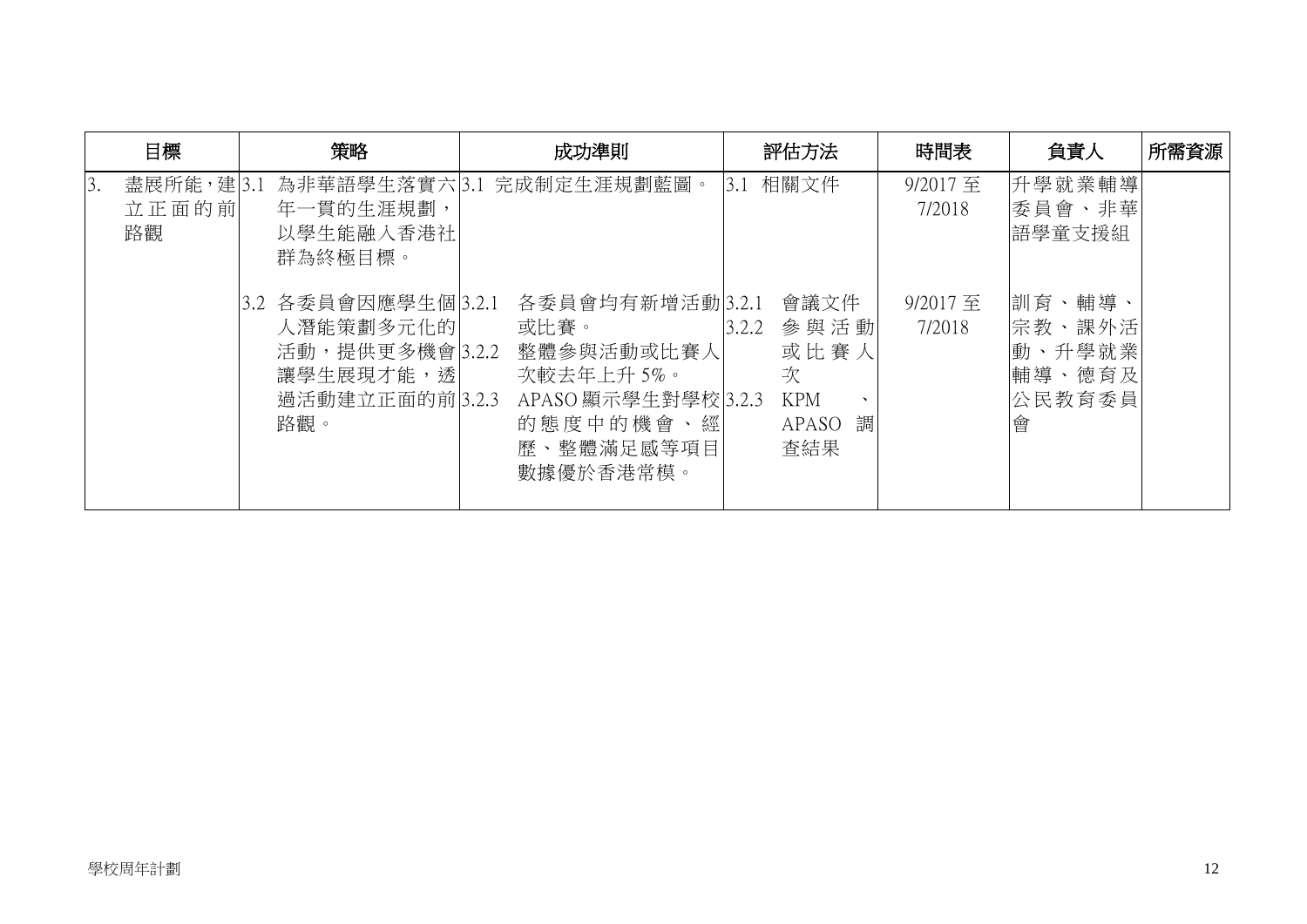| 目標 | 策略 | 成功準則 | 評估方法 | 時間表 | 負責人 | 所需資源 |
|---|---|---|---|---|---|---|
| 3. 盡展所能，建立正面的前路觀 | 3.1 為非華語學生落實六年一貫的生涯規劃，以學生能融入香港社群為終極目標。 | 3.1 完成制定生涯規劃藍圖。 | 3.1 相關文件 | 9/2017 至 7/2018 | 升學就業輔導委員會、非華語學童支援組 | |
| | 3.2 各委員會因應學生個人潛能策劃多元化的活動，提供更多機會讓學生展現才能，透過活動建立正面的前路觀。 | 3.2.1 各委員會均有新增活動或比賽。<br>3.2.2 整體參與活動或比賽人次較去年上升 5%。<br>3.2.3 APASO 顯示學生對學校的態度中的機會、經歷、整體滿足感等項目數據優於香港常模。 | 3.2.1 會議文件<br>3.2.2 參與活動或比賽人次<br>3.2.3 KPM、APASO 調查結果 | 9/2017 至 7/2018 | 訓育、輔導、宗教、課外活動、升學就業輔導、德育及公民教育委員會 | |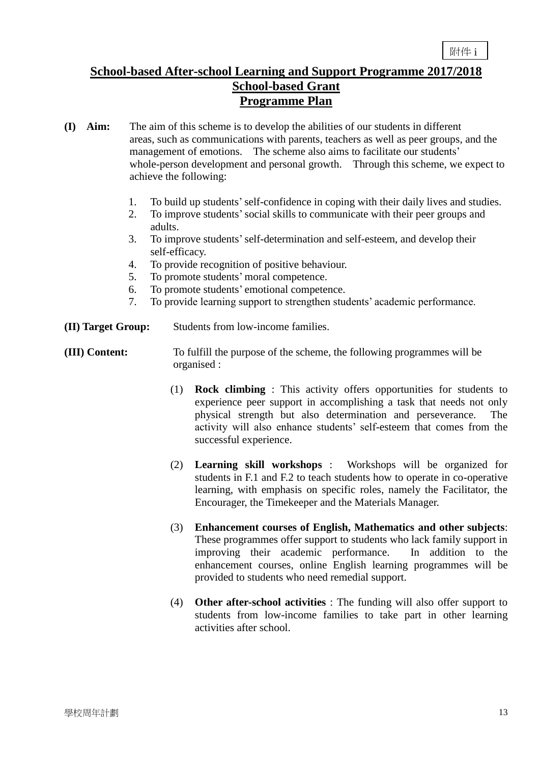附件 i

# School-based After-school Learning and Support Programme 2017/2018
## School-based Grant
## Programme Plan

**(I) Aim:** The aim of this scheme is to develop the abilities of our students in different areas, such as communications with parents, teachers as well as peer groups, and the management of emotions. The scheme also aims to facilitate our students' whole-person development and personal growth. Through this scheme, we expect to achieve the following:

1. To build up students' self-confidence in coping with their daily lives and studies.
2. To improve students' social skills to communicate with their peer groups and adults.
3. To improve students' self-determination and self-esteem, and develop their self-efficacy.
4. To provide recognition of positive behaviour.
5. To promote students' moral competence.
6. To promote students' emotional competence.
7. To provide learning support to strengthen students' academic performance.

**(II) Target Group:** Students from low-income families.

**(III) Content:** To fulfill the purpose of the scheme, the following programmes will be organised :

(1) **Rock climbing** : This activity offers opportunities for students to experience peer support in accomplishing a task that needs not only physical strength but also determination and perseverance. The activity will also enhance students' self-esteem that comes from the successful experience.

(2) **Learning skill workshops** : Workshops will be organized for students in F.1 and F.2 to teach students how to operate in co-operative learning, with emphasis on specific roles, namely the Facilitator, the Encourager, the Timekeeper and the Materials Manager.

(3) **Enhancement courses of English, Mathematics and other subjects**: These programmes offer support to students who lack family support in improving their academic performance. In addition to the enhancement courses, online English learning programmes will be provided to students who need remedial support.

(4) **Other after-school activities** : The funding will also offer support to students from low-income families to take part in other learning activities after school.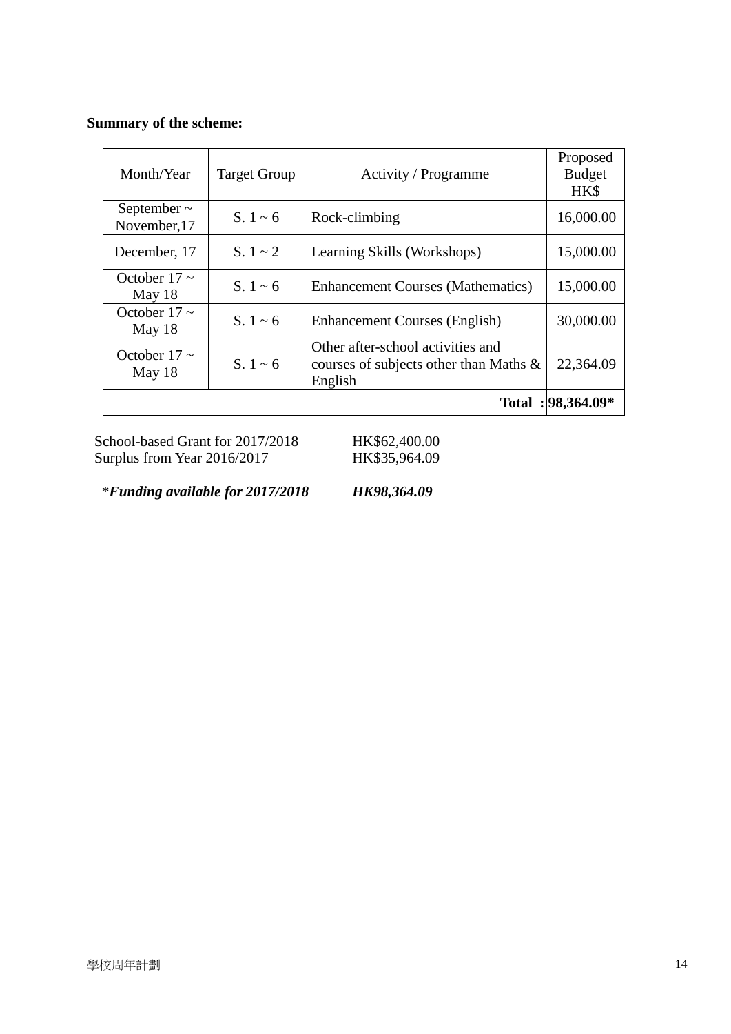**Summary of the scheme:**

| Month/Year | Target Group | Activity / Programme | Proposed Budget HK$ |
|---|---|---|---|
| September ~ November,17 | S. 1 ~ 6 | Rock-climbing | 16,000.00 |
| December, 17 | S. 1 ~ 2 | Learning Skills (Workshops) | 15,000.00 |
| October 17 ~ May 18 | S. 1 ~ 6 | Enhancement Courses (Mathematics) | 15,000.00 |
| October 17 ~ May 18 | S. 1 ~ 6 | Enhancement Courses (English) | 30,000.00 |
| October 17 ~ May 18 | S. 1 ~ 6 | Other after-school activities and courses of subjects other than Maths & English | 22,364.09 |
| | | **Total :** | **98,364.09*** |

School-based Grant for 2017/2018 HK$62,400.00
Surplus from Year 2016/2017 HK$35,964.09

*<b>*Funding available for 2017/2018*</b> ***HK98,364.09***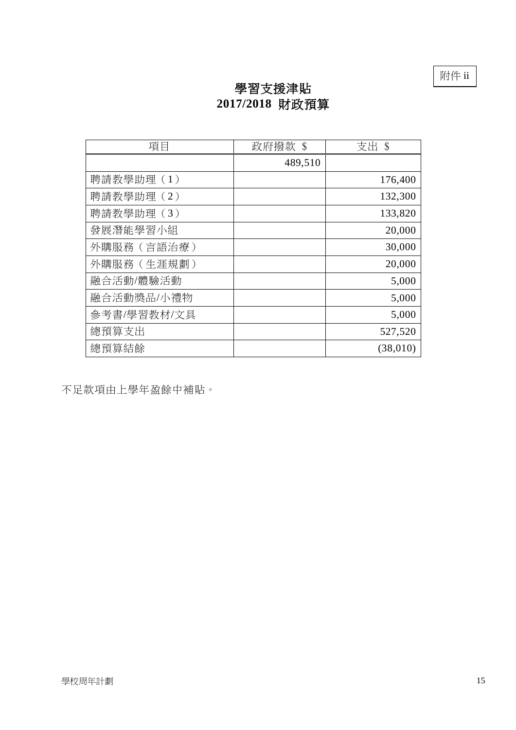附件 ii

# 學習支援津貼
# 2017/2018 財政預算

| 項目 | 政府撥款 $ | 支出 $ |
|---|---|---|
| | 489,510 | |
| 聘請教學助理（1） | | 176,400 |
| 聘請教學助理（2） | | 132,300 |
| 聘請教學助理（3） | | 133,820 |
| 發展潛能學習小組 | | 20,000 |
| 外購服務（言語治療） | | 30,000 |
| 外購服務（生涯規劃） | | 20,000 |
| 融合活動/體驗活動 | | 5,000 |
| 融合活動獎品/小禮物 | | 5,000 |
| 參考書/學習教材/文具 | | 5,000 |
| 總預算支出 | | 527,520 |
| 總預算結餘 | | (38,010) |

不足款項由上學年盈餘中補貼。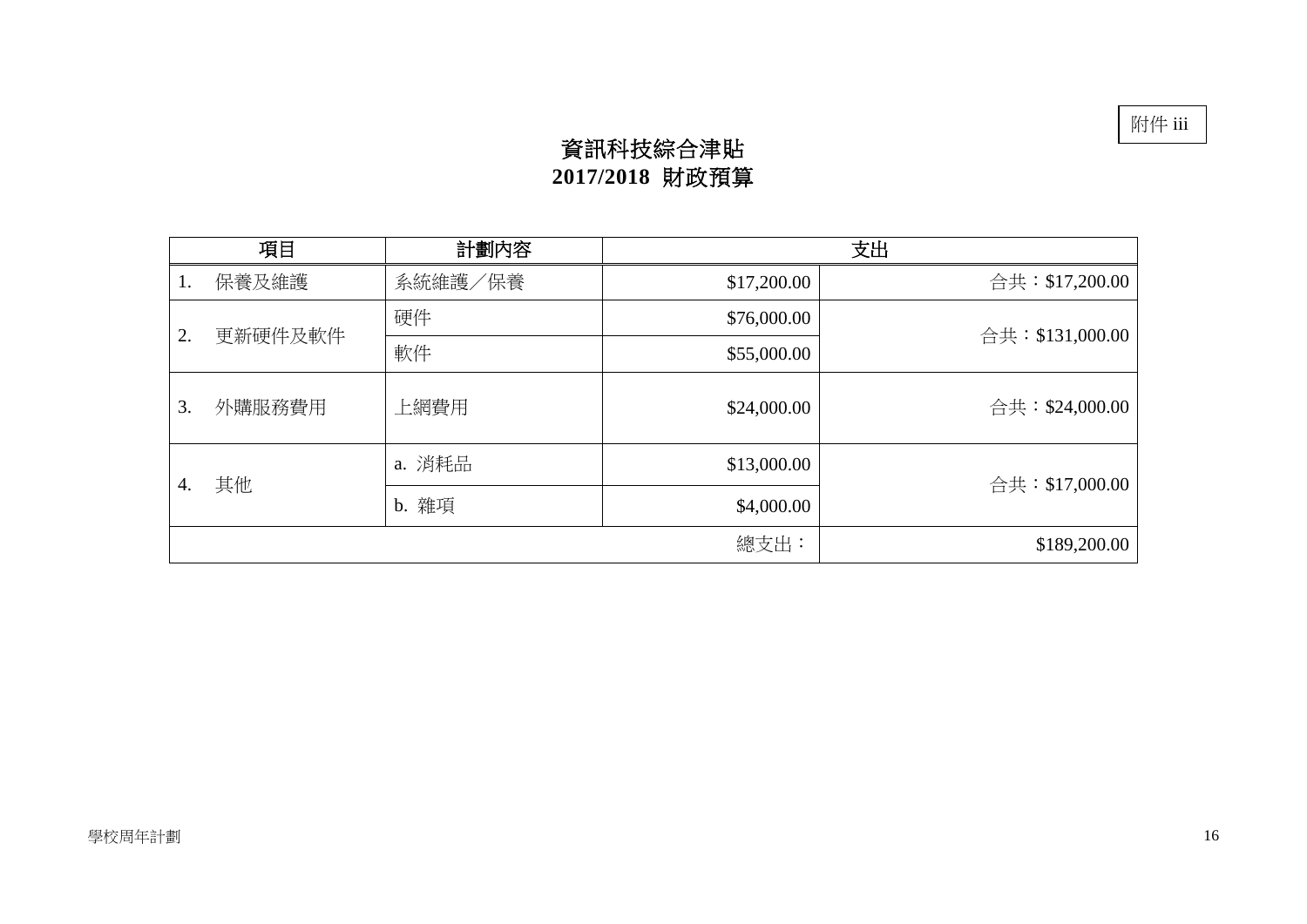附件 iii

# 資訊科技綜合津貼
# 2017/2018 財政預算

| 項目 | 計劃內容 | 支出 | |
|---|---|---|---|
| 1. 保養及維護 | 系統維護／保養 | $17,200.00 | 合共：$17,200.00 |
| 2. 更新硬件及軟件 | 硬件 | $76,000.00 | 合共：$131,000.00 |
| | 軟件 | $55,000.00 | |
| 3. 外購服務費用 | 上網費用 | $24,000.00 | 合共：$24,000.00 |
| 4. 其他 | a. 消耗品 | $13,000.00 | 合共：$17,000.00 |
| | b. 雜項 | $4,000.00 | |
| | | 總支出： | $189,200.00 |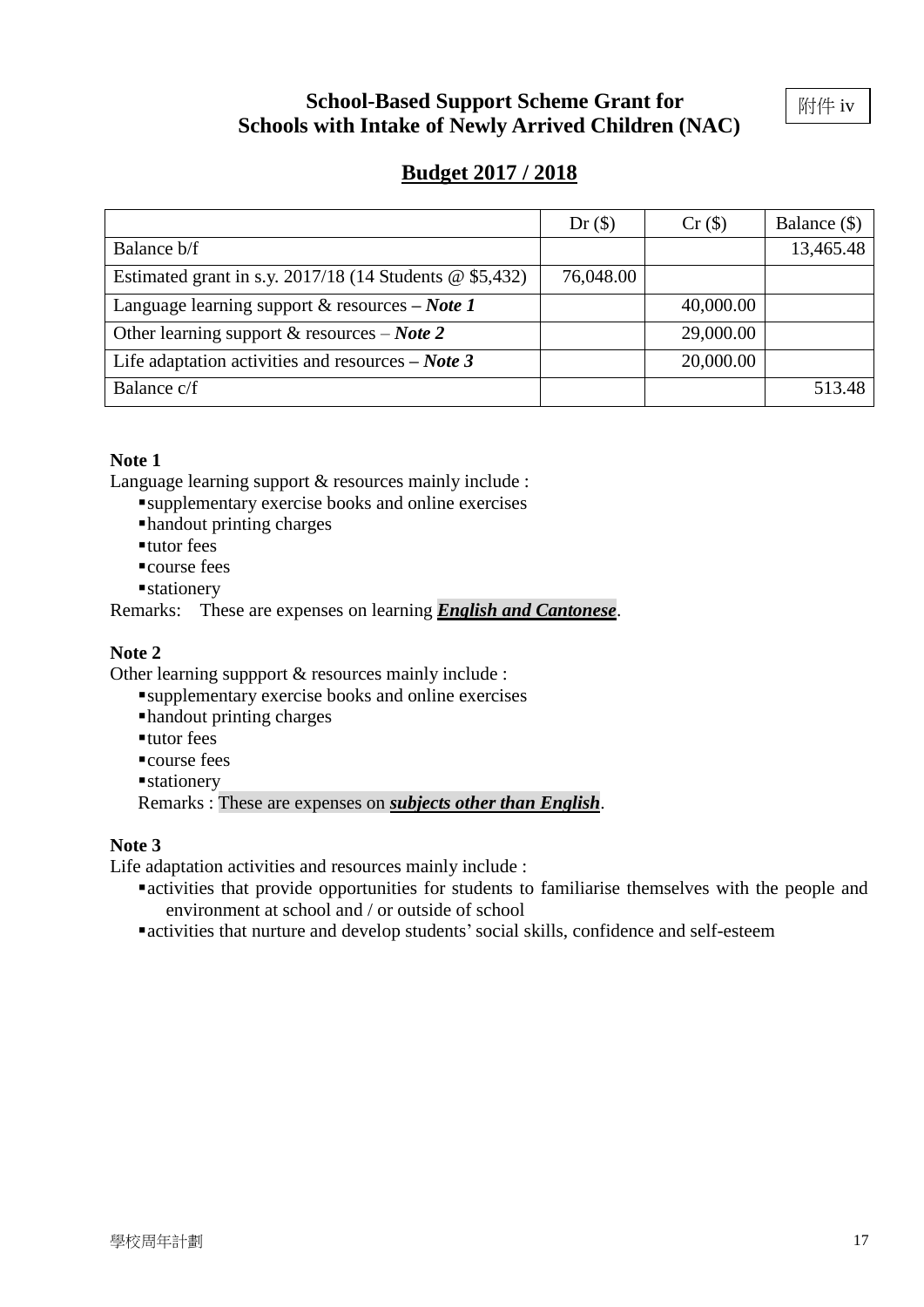附件 iv

# School-Based Support Scheme Grant for Schools with Intake of Newly Arrived Children (NAC)

## Budget 2017 / 2018

| | Dr ($) | Cr ($) | Balance ($) |
|---|---|---|---|
| Balance b/f | | | 13,465.48 |
| Estimated grant in s.y. 2017/18 (14 Students @ $5,432) | 76,048.00 | | |
| Language learning support & resources – ***Note 1*** | | 40,000.00 | |
| Other learning support & resources – ***Note 2*** | | 29,000.00 | |
| Life adaptation activities and resources – ***Note 3*** | | 20,000.00 | |
| Balance c/f | | | 513.48 |

**Note 1**

Language learning support & resources mainly include :

- supplementary exercise books and online exercises
- handout printing charges
- tutor fees
- course fees
- stationery

Remarks: These are expenses on learning ***English and Cantonese***.

**Note 2**

Other learning suppport & resources mainly include :

- supplementary exercise books and online exercises
- handout printing charges
- tutor fees
- course fees
- stationery

Remarks : These are expenses on ***subjects other than English***.

**Note 3**

Life adaptation activities and resources mainly include :

- activities that provide opportunities for students to familiarise themselves with the people and environment at school and / or outside of school
- activities that nurture and develop students' social skills, confidence and self-esteem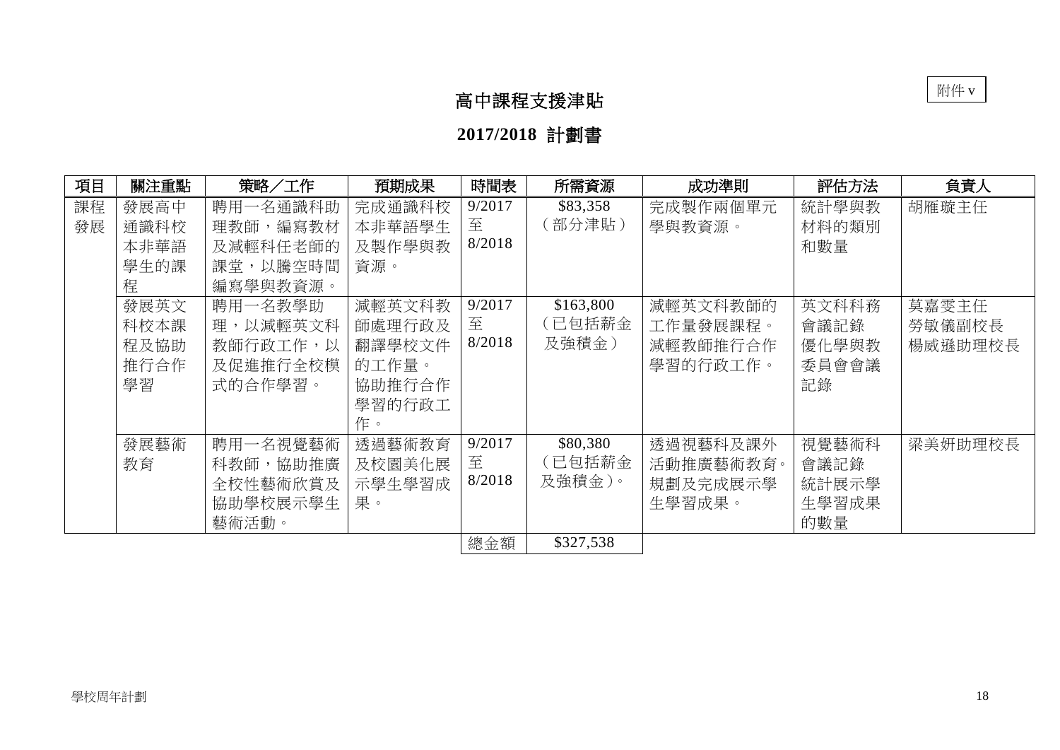附件 v

# 高中課程支援津貼

## 2017/2018 計劃書

| 項目 | 關注重點 | 策略／工作 | 預期成果 | 時間表 | 所需資源 | 成功準則 | 評估方法 | 負責人 |
|---|---|---|---|---|---|---|---|---|
| 課程發展 | 發展高中通識科校本非華語學生的課程 | 聘用一名通識科助理教師，編寫教材及減輕科任老師的課堂，以騰空時間編寫學與教資源。 | 完成通識科校本非華語學生及製作學與教資源。 | 9/2017 至 8/2018 | $83,358（部分津貼） | 完成製作兩個單元學與教資源。 | 統計學與教材料的類別和數量 | 胡雁璇主任 |
| | 發展英文科校本課程及協助推行合作學習 | 聘用一名教學助理，以減輕英文科教師行政工作，以及促進推行全校模式的合作學習。 | 減輕英文科教師處理行政及翻譯學校文件的工作量。<br>協助推行合作學習的行政工作。 | 9/2017 至 8/2018 | $163,800（已包括薪金及強積金） | 減輕英文科教師的工作量發展課程。<br>減輕教師推行合作學習的行政工作。 | 英文科科務會議記錄<br>優化學與教委員會會議記錄 | 莫嘉雯主任<br>勞敏儀副校長<br>楊威遜助理校長 |
| | 發展藝術教育 | 聘用一名視覺藝術科教師，協助推廣全校性藝術欣賞及協助學校展示學生藝術活動。 | 透過藝術教育及校園美化展示學生學習成果。 | 9/2017 至 8/2018 | $80,380（已包括薪金及強積金）。 | 透過視藝科及課外活動推廣藝術教育。<br>規劃及完成展示學生學習成果。 | 視覺藝術科會議記錄<br>統計展示學生學習成果的數量 | 梁美妍助理校長 |
| | | | | 總金額 | $327,538 | | | |

學校周年計劃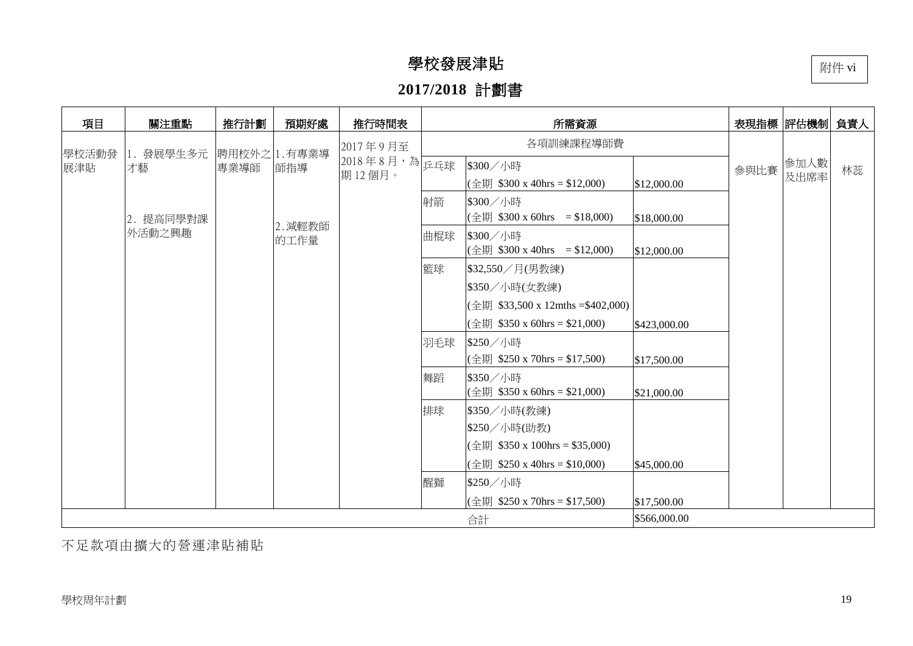附件 vi

# 學校發展津貼

## 2017/2018 計劃書

| 項目 | 關注重點 | 推行計劃 | 預期好處 | 推行時間表 | 所需資源 | | | 表現指標 | 評估機制 | 負責人 |
|---|---|---|---|---|---|---|---|---|---|---|
| 學校活動發展津貼 | 1. 發展學生多元才藝<br><br>2. 提高同學對課外活動之興趣 | 聘用校外之專業導師 | 1.有專業導師指導<br><br>2.減輕教師的工作量 | 2017 年 9 月至 2018 年 8 月，為期 12 個月。 | 各項訓練課程導師費 | | | 參與比賽 | 參加人數及出席率 | 林蕊 |
| | | | | | 乒乓球 | \$300／小時<br>(全期 \$300 x 40hrs = \$12,000) | \$12,000.00 | | | |
| | | | | | 射箭 | \$300／小時<br>(全期 \$300 x 60hrs = \$18,000) | \$18,000.00 | | | |
| | | | | | 曲棍球 | \$300／小時<br>(全期 \$300 x 40hrs = \$12,000) | \$12,000.00 | | | |
| | | | | | 籃球 | \$32,550／月(男教練)<br>\$350／小時(女教練)<br>(全期 \$33,500 x 12mths =\$402,000)<br>(全期 \$350 x 60hrs = \$21,000) | \$423,000.00 | | | |
| | | | | | 羽毛球 | \$250／小時<br>(全期 \$250 x 70hrs = \$17,500) | \$17,500.00 | | | |
| | | | | | 舞蹈 | \$350／小時<br>(全期 \$350 x 60hrs = \$21,000) | \$21,000.00 | | | |
| | | | | | 排球 | \$350／小時(教練)<br>\$250／小時(助教)<br>(全期 \$350 x 100hrs = \$35,000)<br>(全期 \$250 x 40hrs = \$10,000) | \$45,000.00 | | | |
| | | | | | 醒獅 | \$250／小時<br>(全期 \$250 x 70hrs = \$17,500) | \$17,500.00 | | | |
| | | | | | | 合計 | \$566,000.00 | | | |

不足款項由擴大的營運津貼補貼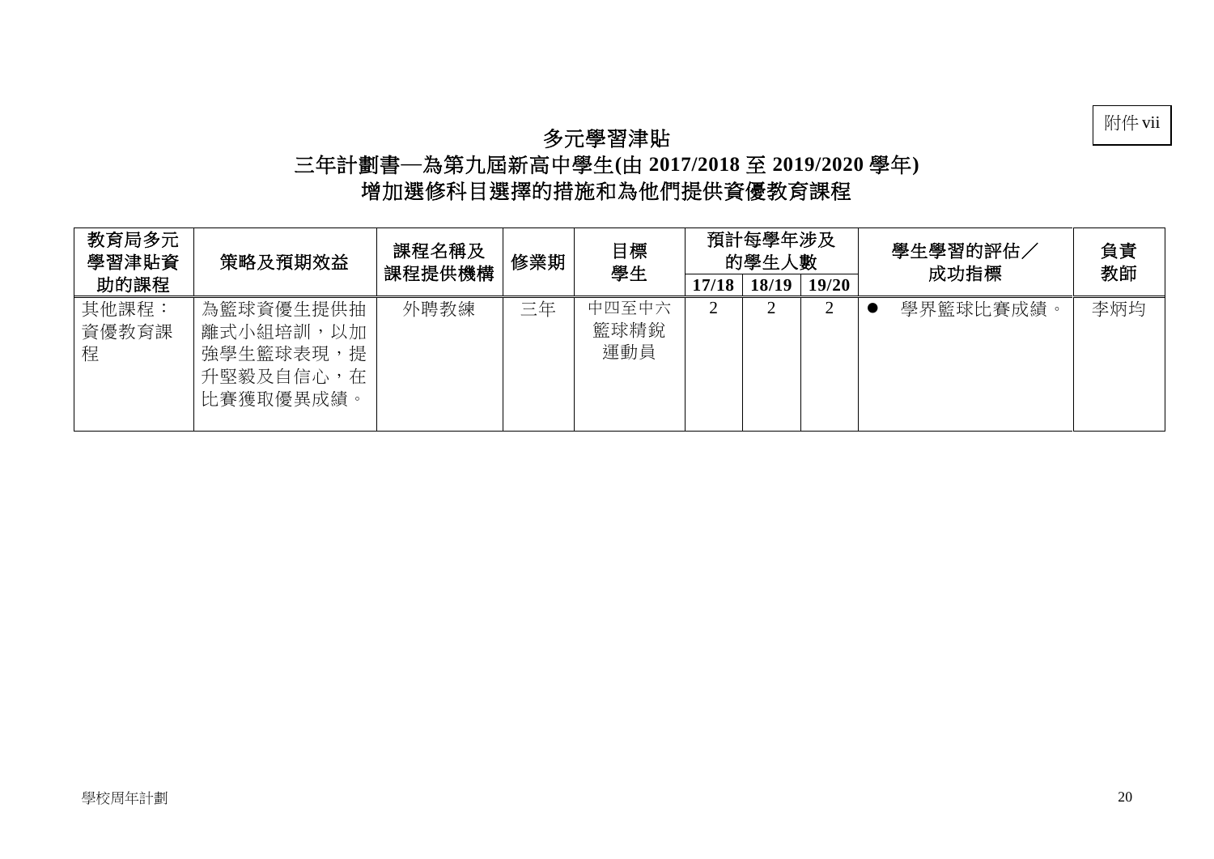附件 vii

# 多元學習津貼
## 三年計劃書—為第九屆新高中學生(由 2017/2018 至 2019/2020 學年)
## 增加選修科目選擇的措施和為他們提供資優教育課程

| 教育局多元學習津貼資助的課程 | 策略及預期效益 | 課程名稱及課程提供機構 | 修業期 | 目標學生 | 預計每學年涉及的學生人數 | | | 學生學習的評估／成功指標 | 負責教師 |
|---|---|---|---|---|---|---|---|---|---|
| | | | | | 17/18 | 18/19 | 19/20 | | |
| 其他課程：資優教育課程 | 為籃球資優生提供抽離式小組培訓，以加強學生籃球表現，提升堅毅及自信心，在比賽獲取優異成績。 | 外聘教練 | 三年 | 中四至中六籃球精銳運動員 | 2 | 2 | 2 | ● 學界籃球比賽成績。 | 李炳均 |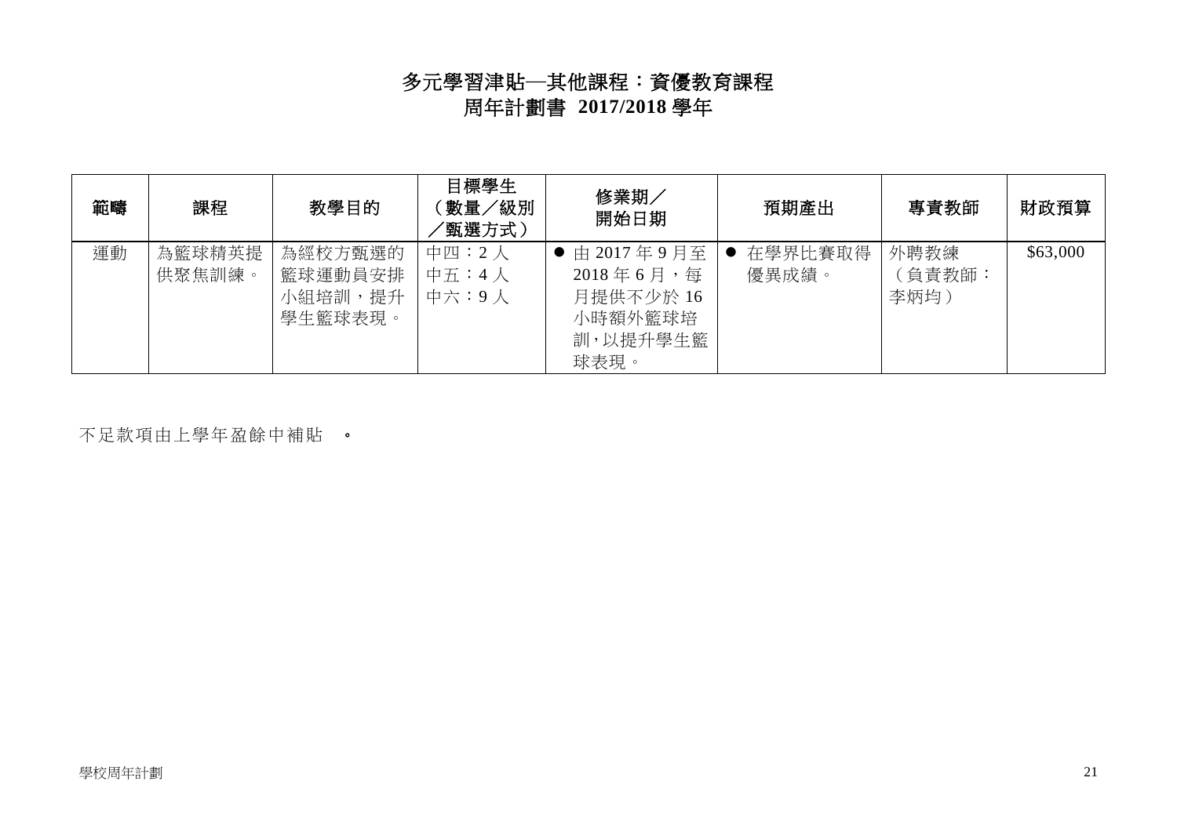# 多元學習津貼—其他課程：資優教育課程
## 周年計劃書 2017/2018 學年

| 範疇 | 課程 | 教學目的 | 目標學生（數量／級別／甄選方式） | 修業期／開始日期 | 預期產出 | 專責教師 | 財政預算 |
|---|---|---|---|---|---|---|---|
| 運動 | 為籃球精英提供聚焦訓練。 | 為經校方甄選的籃球運動員安排小組培訓，提升學生籃球表現。 | 中四：2 人<br>中五：4 人<br>中六：9 人 | ● 由 2017 年 9 月至 2018 年 6 月，每月提供不少於 16 小時額外籃球培訓，以提升學生籃球表現。 | ● 在學界比賽取得優異成績。 | 外聘教練<br>（負責教師：李炳均） | $63,000 |

不足款項由上學年盈餘中補貼 。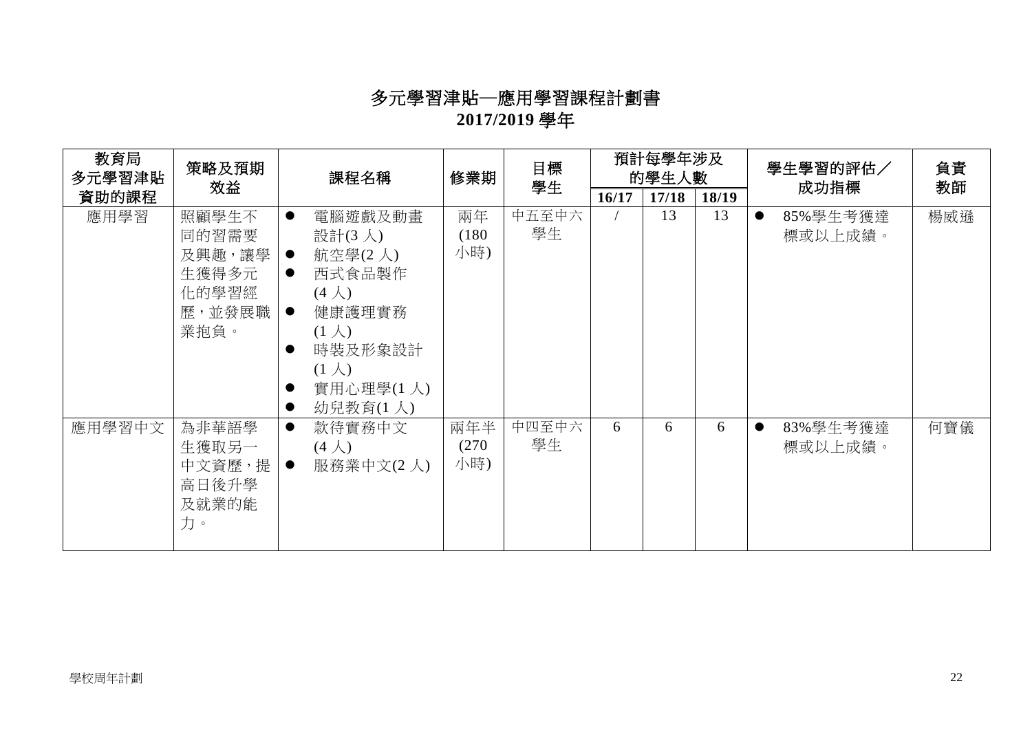# 多元學習津貼—應用學習課程計劃書
## 2017/2019 學年

| 教育局多元學習津貼資助的課程 | 策略及預期效益 | 課程名稱 | 修業期 | 目標學生 | 預計每學年涉及的學生人數 | | | 學生學習的評估／成功指標 | 負責教師 |
|---|---|---|---|---|---|---|---|---|---|
| | | | | | 16/17 | 17/18 | 18/19 | | |
| 應用學習 | 照顧學生不同的習需要及興趣，讓學生獲得多元化的學習經歷，並發展職業抱負。 | ● 電腦遊戲及動畫設計(3 人)<br>● 航空學(2 人)<br>● 西式食品製作(4 人)<br>● 健康護理實務(1 人)<br>● 時裝及形象設計(1 人)<br>● 實用心理學(1 人)<br>● 幼兒教育(1 人) | 兩年(180 小時) | 中五至中六學生 | / | 13 | 13 | ● 85%學生考獲達標或以上成績。 | 楊威遜 |
| 應用學習中文 | 為非華語學生獲取另一中文資歷，提高日後升學及就業的能力。 | ● 款待實務中文(4 人)<br>● 服務業中文(2 人) | 兩年半(270 小時) | 中四至中六學生 | 6 | 6 | 6 | ● 83%學生考獲達標或以上成績。 | 何寶儀 |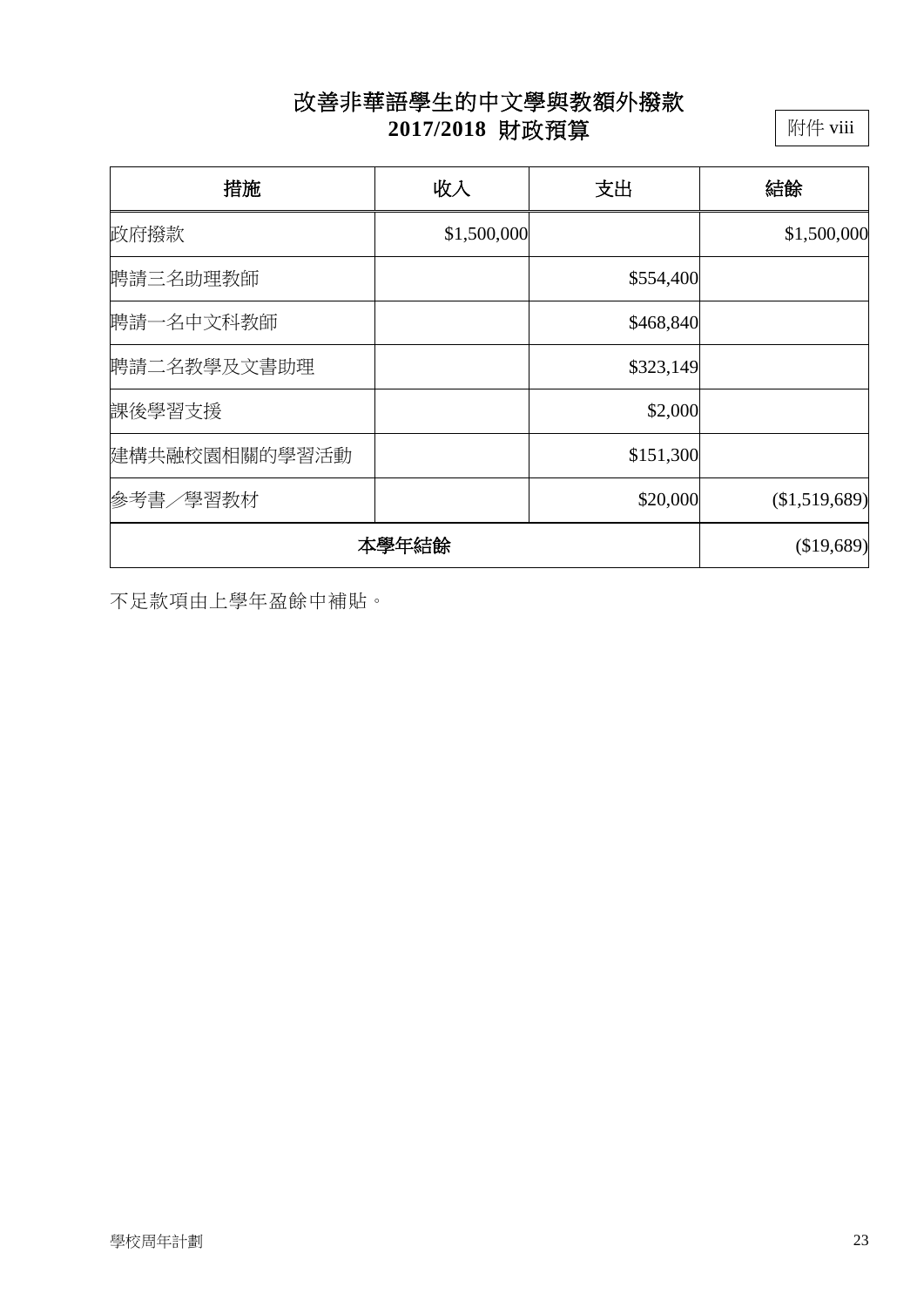# 改善非華語學生的中文學與教額外撥款
## 2017/2018 財政預算

附件 viii

| 措施 | 收入 | 支出 | 結餘 |
|---|---|---|---|
| 政府撥款 | $1,500,000 | | $1,500,000 |
| 聘請三名助理教師 | | $554,400 | |
| 聘請一名中文科教師 | | $468,840 | |
| 聘請二名教學及文書助理 | | $323,149 | |
| 課後學習支援 | | $2,000 | |
| 建構共融校園相關的學習活動 | | $151,300 | |
| 參考書／學習教材 | | $20,000 | ($1,519,689) |
| **本學年結餘** | | | ($19,689) |

不足款項由上學年盈餘中補貼。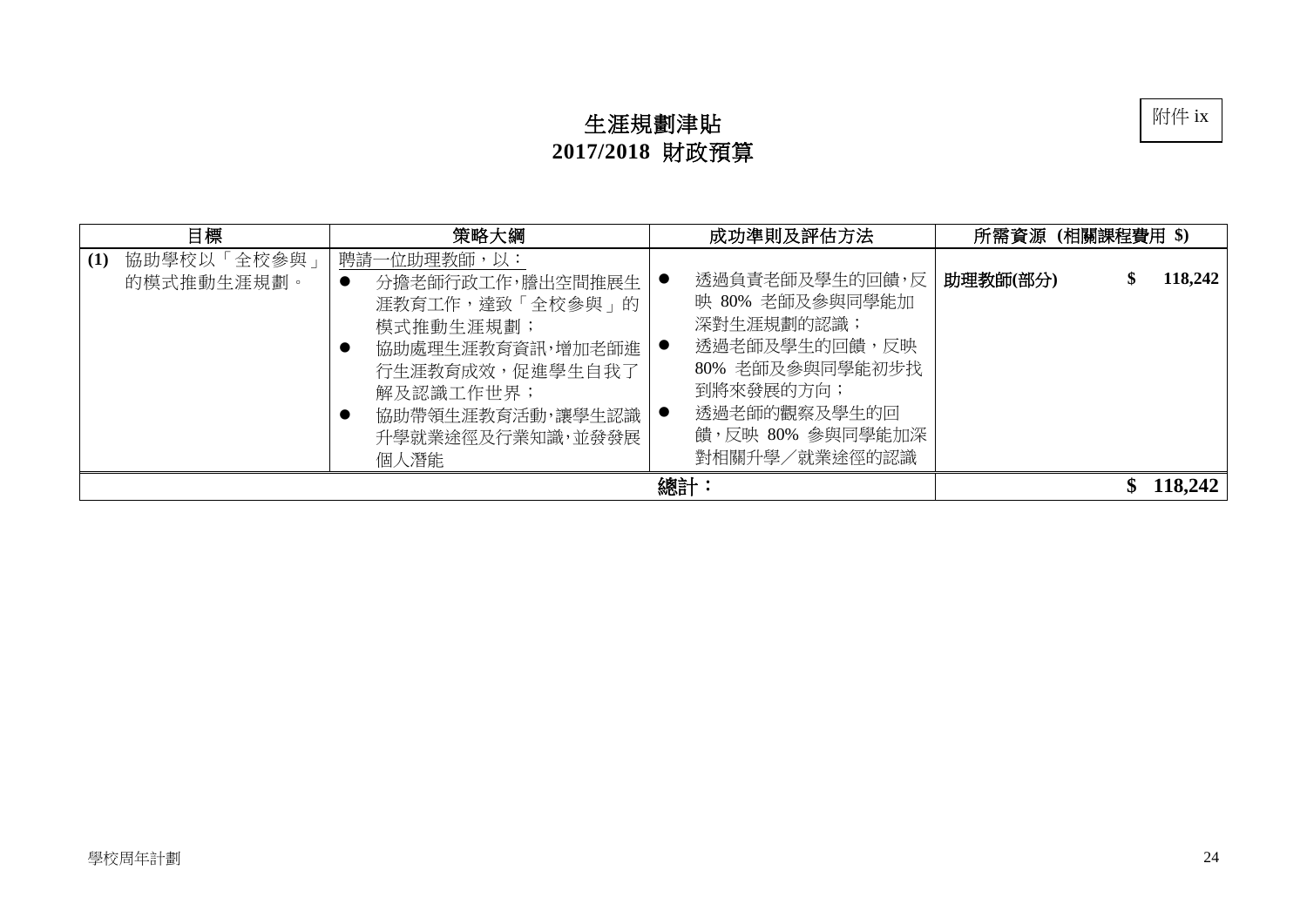附件 ix

# 生涯規劃津貼
# 2017/2018 財政預算

| 目標 | 策略大綱 | 成功準則及評估方法 | 所需資源 (相關課程費用 $) | |
|---|---|---|---|---|
| **(1)** 協助學校以「全校參與」的模式推動生涯規劃。 | 聘請一位助理教師，以：<br>● 分擔老師行政工作，騰出空間推展生涯教育工作，達致「全校參與」的模式推動生涯規劃；<br>● 協助處理生涯教育資訊，增加老師進行生涯教育成效，促進學生自我了解及認識工作世界；<br>● 協助帶領生涯教育活動，讓學生認識升學就業途徑及行業知識，並發發展個人潛能 | ● 透過負責老師及學生的回饋，反映 80% 老師及參與同學能加深對生涯規劃的認識；<br>● 透過老師及學生的回饋，反映 80% 老師及參與同學能初步找到將來發展的方向；<br>● 透過老師的觀察及學生的回饋，反映 80% 參與同學能加深對相關升學／就業途徑的認識 | **助理教師(部分)** | **$ 118,242** |
| | | **總計：** | | **$ 118,242** |